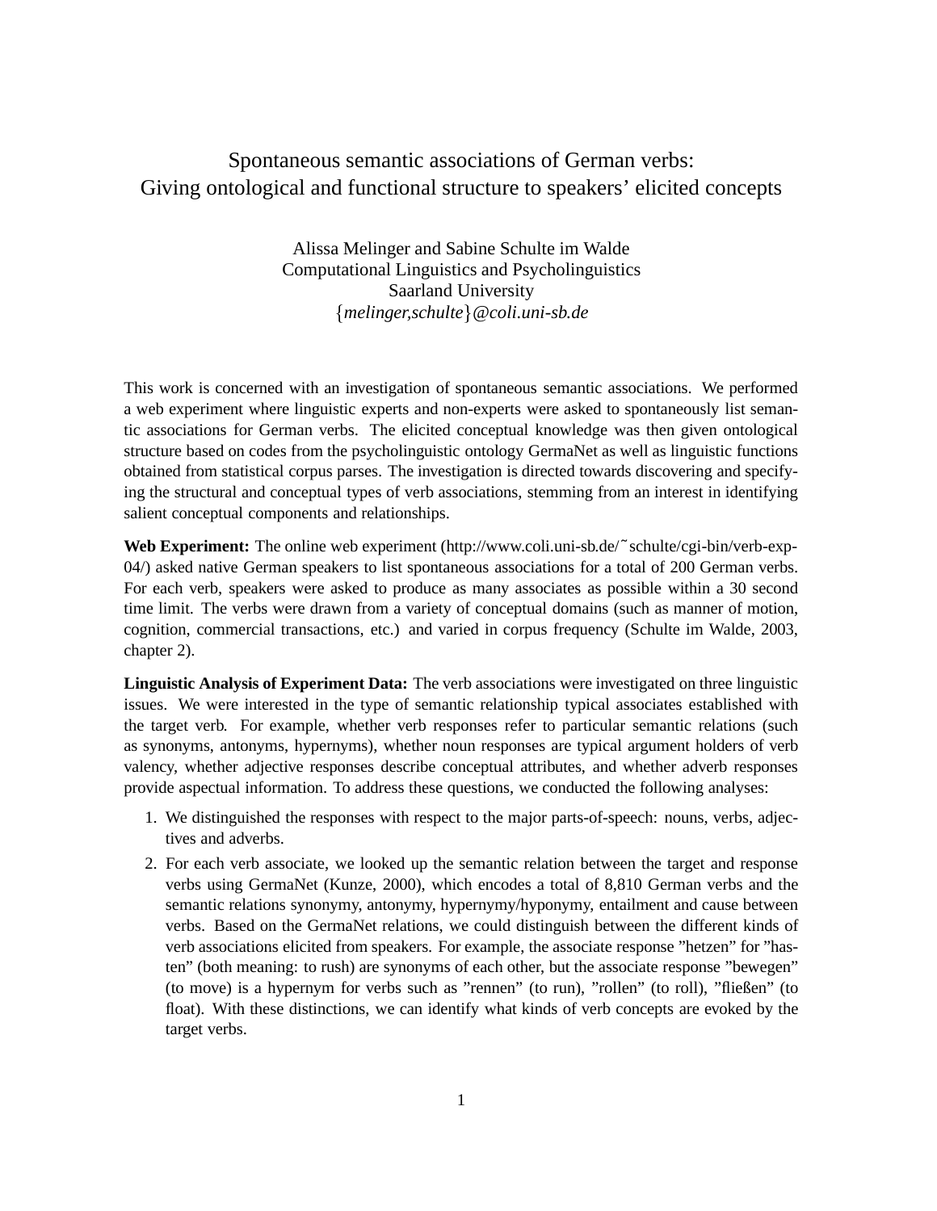# Spontaneous semantic associations of German verbs: Giving ontological and functional structure to speakers' elicited concepts

Alissa Melinger and Sabine Schulte im Walde
Computational Linguistics and Psycholinguistics
Saarland University
{*melinger,schulte*}*@coli.uni-sb.de*

This work is concerned with an investigation of spontaneous semantic associations. We performed a web experiment where linguistic experts and non-experts were asked to spontaneously list semantic associations for German verbs. The elicited conceptual knowledge was then given ontological structure based on codes from the psycholinguistic ontology GermaNet as well as linguistic functions obtained from statistical corpus parses. The investigation is directed towards discovering and specifying the structural and conceptual types of verb associations, stemming from an interest in identifying salient conceptual components and relationships.

**Web Experiment:** The online web experiment (http://www.coli.uni-sb.de/˜schulte/cgi-bin/verb-exp-04/) asked native German speakers to list spontaneous associations for a total of 200 German verbs. For each verb, speakers were asked to produce as many associates as possible within a 30 second time limit. The verbs were drawn from a variety of conceptual domains (such as manner of motion, cognition, commercial transactions, etc.) and varied in corpus frequency (Schulte im Walde, 2003, chapter 2).

**Linguistic Analysis of Experiment Data:** The verb associations were investigated on three linguistic issues. We were interested in the type of semantic relationship typical associates established with the target verb. For example, whether verb responses refer to particular semantic relations (such as synonyms, antonyms, hypernyms), whether noun responses are typical argument holders of verb valency, whether adjective responses describe conceptual attributes, and whether adverb responses provide aspectual information. To address these questions, we conducted the following analyses:

1. We distinguished the responses with respect to the major parts-of-speech: nouns, verbs, adjectives and adverbs.
2. For each verb associate, we looked up the semantic relation between the target and response verbs using GermaNet (Kunze, 2000), which encodes a total of 8,810 German verbs and the semantic relations synonymy, antonymy, hypernymy/hyponymy, entailment and cause between verbs. Based on the GermaNet relations, we could distinguish between the different kinds of verb associations elicited from speakers. For example, the associate response "hetzen" for "hasten" (both meaning: to rush) are synonyms of each other, but the associate response "bewegen" (to move) is a hypernym for verbs such as "rennen" (to run), "rollen" (to roll), "fließen" (to float). With these distinctions, we can identify what kinds of verb concepts are evoked by the target verbs.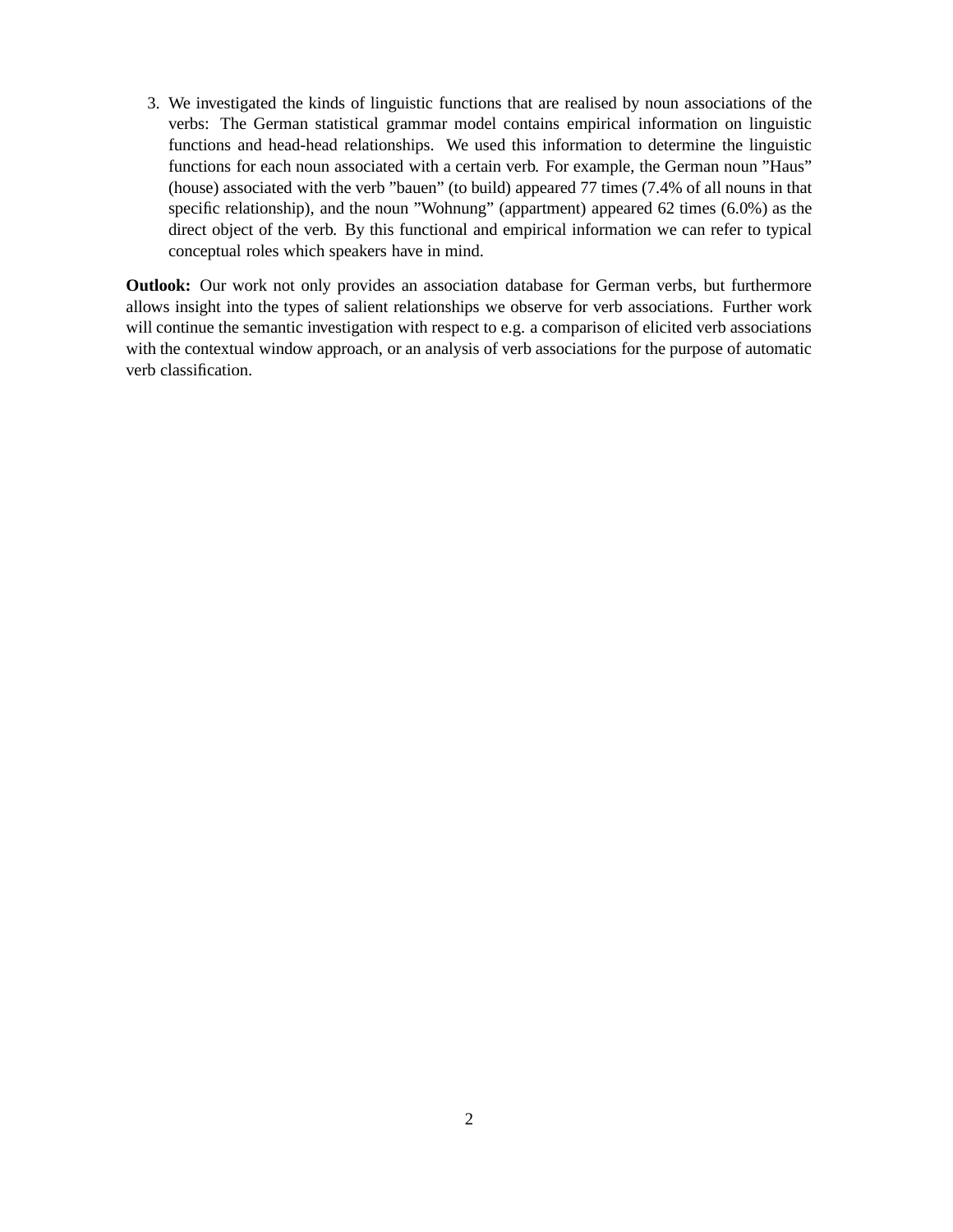3. We investigated the kinds of linguistic functions that are realised by noun associations of the verbs: The German statistical grammar model contains empirical information on linguistic functions and head-head relationships. We used this information to determine the linguistic functions for each noun associated with a certain verb. For example, the German noun ”Haus” (house) associated with the verb ”bauen” (to build) appeared 77 times (7.4% of all nouns in that specific relationship), and the noun ”Wohnung” (appartment) appeared 62 times (6.0%) as the direct object of the verb. By this functional and empirical information we can refer to typical conceptual roles which speakers have in mind.

**Outlook:** Our work not only provides an association database for German verbs, but furthermore allows insight into the types of salient relationships we observe for verb associations. Further work will continue the semantic investigation with respect to e.g. a comparison of elicited verb associations with the contextual window approach, or an analysis of verb associations for the purpose of automatic verb classification.